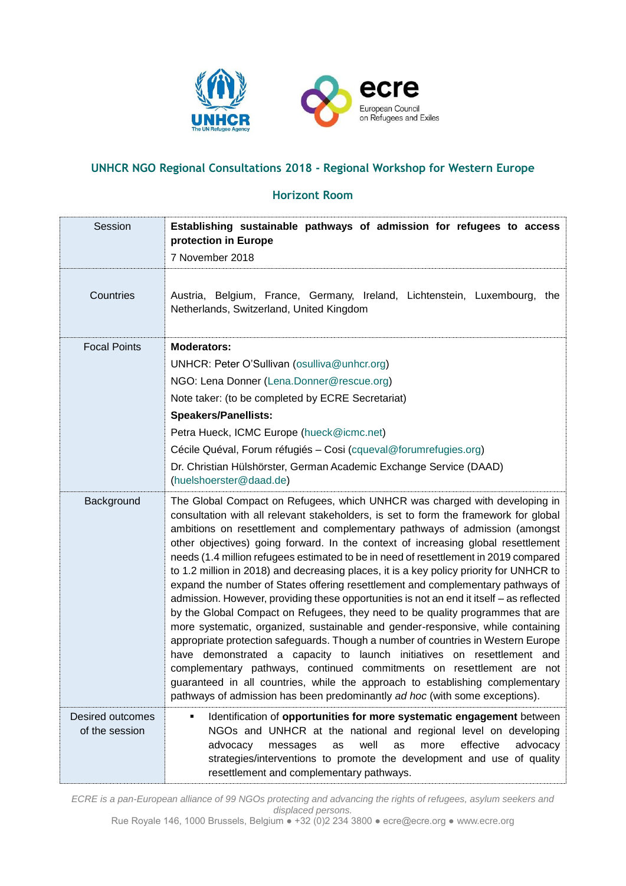## UNHCR NGO Regional Consultations 2018 - Regional Workshop for Western Europe

### Horizont Room

| | |
|---|---|
| Session | **Establishing sustainable pathways of admission for refugees to access protection in Europe**<br>7 November 2018 |
| Countries | Austria, Belgium, France, Germany, Ireland, Lichtenstein, Luxembourg, the Netherlands, Switzerland, United Kingdom |
| Focal Points | **Moderators:**<br>UNHCR: Peter O'Sullivan (osulliva@unhcr.org)<br>NGO: Lena Donner (Lena.Donner@rescue.org)<br>Note taker: (to be completed by ECRE Secretariat)<br>**Speakers/Panellists:**<br>Petra Hueck, ICMC Europe (hueck@icmc.net)<br>Cécile Quéval, Forum réfugiés – Cosi (cqueval@forumrefugies.org)<br>Dr. Christian Hülshörster, German Academic Exchange Service (DAAD) (huelshoerster@daad.de) |
| Background | The Global Compact on Refugees, which UNHCR was charged with developing in consultation with all relevant stakeholders, is set to form the framework for global ambitions on resettlement and complementary pathways of admission (amongst other objectives) going forward. In the context of increasing global resettlement needs (1.4 million refugees estimated to be in need of resettlement in 2019 compared to 1.2 million in 2018) and decreasing places, it is a key policy priority for UNHCR to expand the number of States offering resettlement and complementary pathways of admission. However, providing these opportunities is not an end it itself – as reflected by the Global Compact on Refugees, they need to be quality programmes that are more systematic, organized, sustainable and gender-responsive, while containing appropriate protection safeguards. Though a number of countries in Western Europe have demonstrated a capacity to launch initiatives on resettlement and complementary pathways, continued commitments on resettlement are not guaranteed in all countries, while the approach to establishing complementary pathways of admission has been predominantly *ad hoc* (with some exceptions). |
| Desired outcomes of the session | ▪ Identification of **opportunities for more systematic engagement** between NGOs and UNHCR at the national and regional level on developing advocacy messages as well as more effective advocacy strategies/interventions to promote the development and use of quality resettlement and complementary pathways. |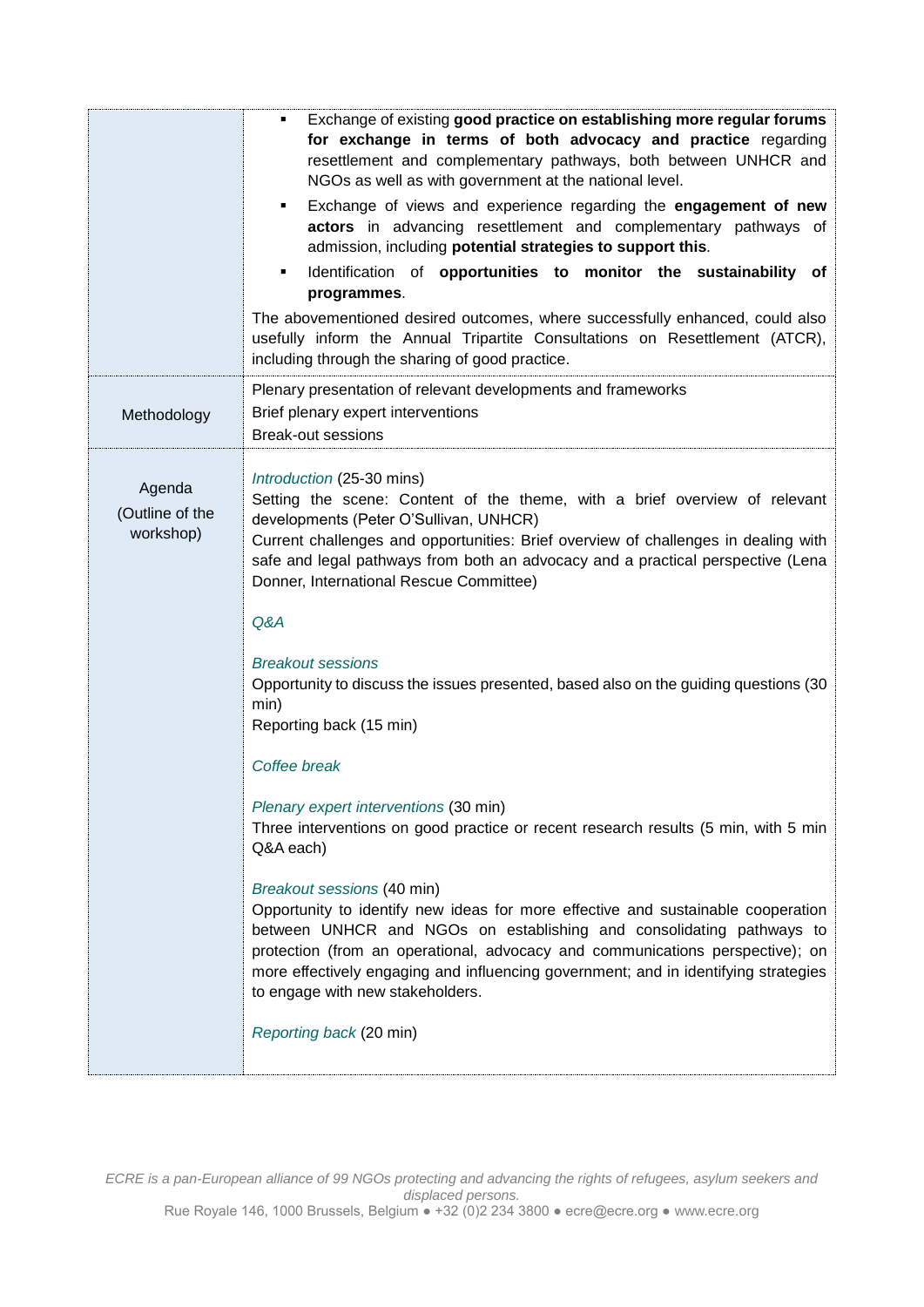| | |
|---|---|
| | ▪ Exchange of existing **good practice on establishing more regular forums for exchange in terms of both advocacy and practice** regarding resettlement and complementary pathways, both between UNHCR and NGOs as well as with government at the national level.<br>▪ Exchange of views and experience regarding the **engagement of new actors** in advancing resettlement and complementary pathways of admission, including **potential strategies to support this**.<br>▪ Identification of **opportunities to monitor the sustainability of programmes**.<br><br>The abovementioned desired outcomes, where successfully enhanced, could also usefully inform the Annual Tripartite Consultations on Resettlement (ATCR), including through the sharing of good practice. |
| Methodology | Plenary presentation of relevant developments and frameworks<br>Brief plenary expert interventions<br>Break-out sessions |
| Agenda (Outline of the workshop) | *Introduction* (25-30 mins)<br>Setting the scene: Content of the theme, with a brief overview of relevant developments (Peter O'Sullivan, UNHCR)<br>Current challenges and opportunities: Brief overview of challenges in dealing with safe and legal pathways from both an advocacy and a practical perspective (Lena Donner, International Rescue Committee)<br><br>*Q&A*<br><br>*Breakout sessions*<br>Opportunity to discuss the issues presented, based also on the guiding questions (30 min)<br>Reporting back (15 min)<br><br>*Coffee break*<br><br>*Plenary expert interventions* (30 min)<br>Three interventions on good practice or recent research results (5 min, with 5 min Q&A each)<br><br>*Breakout sessions* (40 min)<br>Opportunity to identify new ideas for more effective and sustainable cooperation between UNHCR and NGOs on establishing and consolidating pathways to protection (from an operational, advocacy and communications perspective); on more effectively engaging and influencing government; and in identifying strategies to engage with new stakeholders.<br><br>*Reporting back* (20 min) |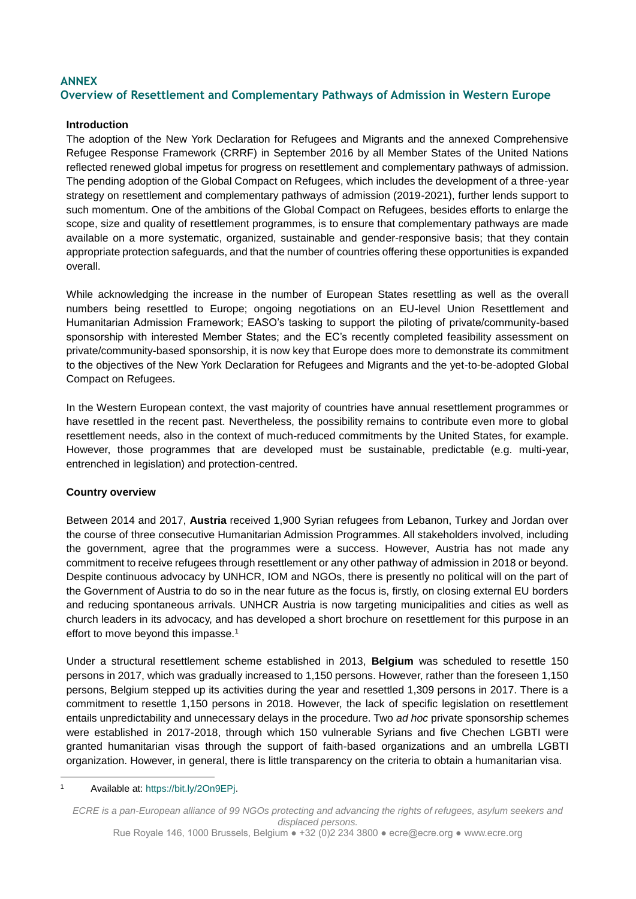## ANNEX
## Overview of Resettlement and Complementary Pathways of Admission in Western Europe

### Introduction

The adoption of the New York Declaration for Refugees and Migrants and the annexed Comprehensive Refugee Response Framework (CRRF) in September 2016 by all Member States of the United Nations reflected renewed global impetus for progress on resettlement and complementary pathways of admission. The pending adoption of the Global Compact on Refugees, which includes the development of a three-year strategy on resettlement and complementary pathways of admission (2019-2021), further lends support to such momentum. One of the ambitions of the Global Compact on Refugees, besides efforts to enlarge the scope, size and quality of resettlement programmes, is to ensure that complementary pathways are made available on a more systematic, organized, sustainable and gender-responsive basis; that they contain appropriate protection safeguards, and that the number of countries offering these opportunities is expanded overall.

While acknowledging the increase in the number of European States resettling as well as the overall numbers being resettled to Europe; ongoing negotiations on an EU-level Union Resettlement and Humanitarian Admission Framework; EASO's tasking to support the piloting of private/community-based sponsorship with interested Member States; and the EC's recently completed feasibility assessment on private/community-based sponsorship, it is now key that Europe does more to demonstrate its commitment to the objectives of the New York Declaration for Refugees and Migrants and the yet-to-be-adopted Global Compact on Refugees.

In the Western European context, the vast majority of countries have annual resettlement programmes or have resettled in the recent past. Nevertheless, the possibility remains to contribute even more to global resettlement needs, also in the context of much-reduced commitments by the United States, for example. However, those programmes that are developed must be sustainable, predictable (e.g. multi-year, entrenched in legislation) and protection-centred.

### Country overview

Between 2014 and 2017, **Austria** received 1,900 Syrian refugees from Lebanon, Turkey and Jordan over the course of three consecutive Humanitarian Admission Programmes. All stakeholders involved, including the government, agree that the programmes were a success. However, Austria has not made any commitment to receive refugees through resettlement or any other pathway of admission in 2018 or beyond. Despite continuous advocacy by UNHCR, IOM and NGOs, there is presently no political will on the part of the Government of Austria to do so in the near future as the focus is, firstly, on closing external EU borders and reducing spontaneous arrivals. UNHCR Austria is now targeting municipalities and cities as well as church leaders in its advocacy, and has developed a short brochure on resettlement for this purpose in an effort to move beyond this impasse.[1]

Under a structural resettlement scheme established in 2013, **Belgium** was scheduled to resettle 150 persons in 2017, which was gradually increased to 1,150 persons. However, rather than the foreseen 1,150 persons, Belgium stepped up its activities during the year and resettled 1,309 persons in 2017. There is a commitment to resettle 1,150 persons in 2018. However, the lack of specific legislation on resettlement entails unpredictability and unnecessary delays in the procedure. Two *ad hoc* private sponsorship schemes were established in 2017-2018, through which 150 vulnerable Syrians and five Chechen LGBTI were granted humanitarian visas through the support of faith-based organizations and an umbrella LGBTI organization. However, in general, there is little transparency on the criteria to obtain a humanitarian visa.

[1] Available at: https://bit.ly/2On9EPj.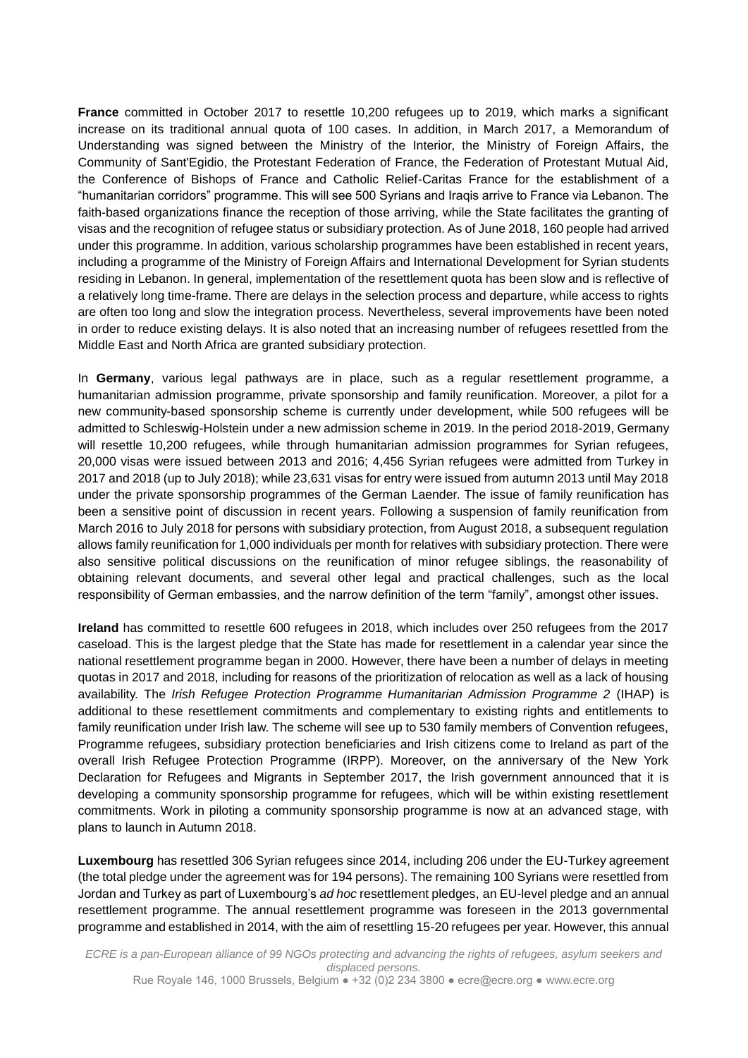**France** committed in October 2017 to resettle 10,200 refugees up to 2019, which marks a significant increase on its traditional annual quota of 100 cases. In addition, in March 2017, a Memorandum of Understanding was signed between the Ministry of the Interior, the Ministry of Foreign Affairs, the Community of Sant'Egidio, the Protestant Federation of France, the Federation of Protestant Mutual Aid, the Conference of Bishops of France and Catholic Relief-Caritas France for the establishment of a "humanitarian corridors" programme. This will see 500 Syrians and Iraqis arrive to France via Lebanon. The faith-based organizations finance the reception of those arriving, while the State facilitates the granting of visas and the recognition of refugee status or subsidiary protection. As of June 2018, 160 people had arrived under this programme. In addition, various scholarship programmes have been established in recent years, including a programme of the Ministry of Foreign Affairs and International Development for Syrian students residing in Lebanon. In general, implementation of the resettlement quota has been slow and is reflective of a relatively long time-frame. There are delays in the selection process and departure, while access to rights are often too long and slow the integration process. Nevertheless, several improvements have been noted in order to reduce existing delays. It is also noted that an increasing number of refugees resettled from the Middle East and North Africa are granted subsidiary protection.

In **Germany**, various legal pathways are in place, such as a regular resettlement programme, a humanitarian admission programme, private sponsorship and family reunification. Moreover, a pilot for a new community-based sponsorship scheme is currently under development, while 500 refugees will be admitted to Schleswig-Holstein under a new admission scheme in 2019. In the period 2018-2019, Germany will resettle 10,200 refugees, while through humanitarian admission programmes for Syrian refugees, 20,000 visas were issued between 2013 and 2016; 4,456 Syrian refugees were admitted from Turkey in 2017 and 2018 (up to July 2018); while 23,631 visas for entry were issued from autumn 2013 until May 2018 under the private sponsorship programmes of the German Laender. The issue of family reunification has been a sensitive point of discussion in recent years. Following a suspension of family reunification from March 2016 to July 2018 for persons with subsidiary protection, from August 2018, a subsequent regulation allows family reunification for 1,000 individuals per month for relatives with subsidiary protection. There were also sensitive political discussions on the reunification of minor refugee siblings, the reasonability of obtaining relevant documents, and several other legal and practical challenges, such as the local responsibility of German embassies, and the narrow definition of the term "family", amongst other issues.

**Ireland** has committed to resettle 600 refugees in 2018, which includes over 250 refugees from the 2017 caseload. This is the largest pledge that the State has made for resettlement in a calendar year since the national resettlement programme began in 2000. However, there have been a number of delays in meeting quotas in 2017 and 2018, including for reasons of the prioritization of relocation as well as a lack of housing availability. The *Irish Refugee Protection Programme Humanitarian Admission Programme 2* (IHAP) is additional to these resettlement commitments and complementary to existing rights and entitlements to family reunification under Irish law. The scheme will see up to 530 family members of Convention refugees, Programme refugees, subsidiary protection beneficiaries and Irish citizens come to Ireland as part of the overall Irish Refugee Protection Programme (IRPP). Moreover, on the anniversary of the New York Declaration for Refugees and Migrants in September 2017, the Irish government announced that it is developing a community sponsorship programme for refugees, which will be within existing resettlement commitments. Work in piloting a community sponsorship programme is now at an advanced stage, with plans to launch in Autumn 2018.

**Luxembourg** has resettled 306 Syrian refugees since 2014, including 206 under the EU-Turkey agreement (the total pledge under the agreement was for 194 persons). The remaining 100 Syrians were resettled from Jordan and Turkey as part of Luxembourg's *ad hoc* resettlement pledges, an EU-level pledge and an annual resettlement programme. The annual resettlement programme was foreseen in the 2013 governmental programme and established in 2014, with the aim of resettling 15-20 refugees per year. However, this annual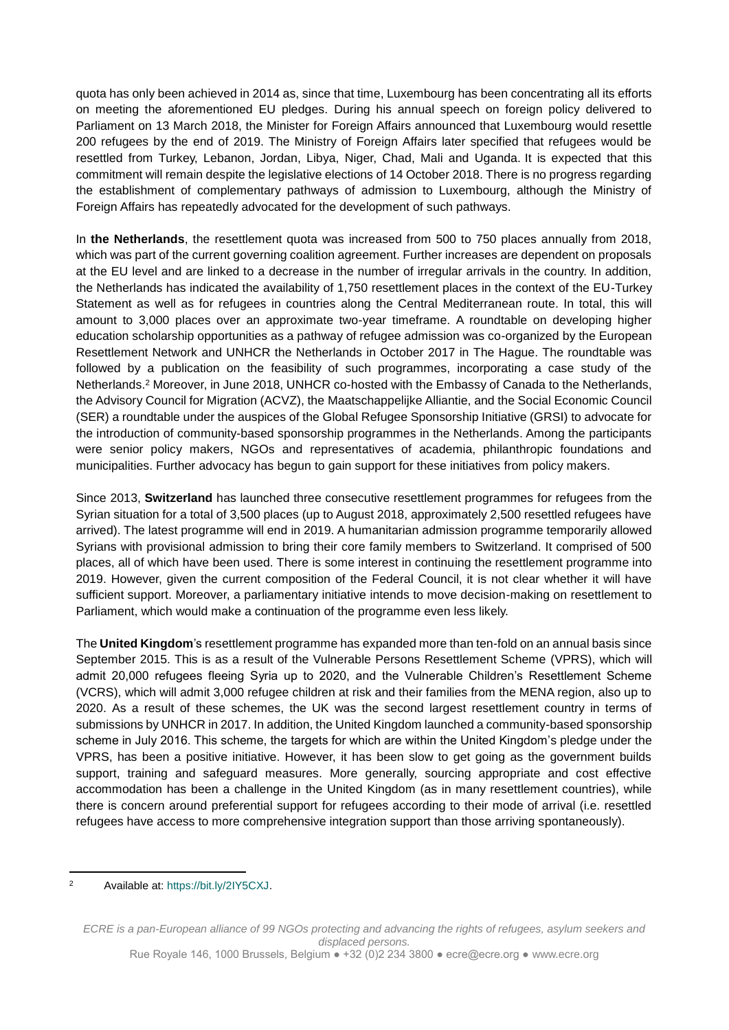quota has only been achieved in 2014 as, since that time, Luxembourg has been concentrating all its efforts on meeting the aforementioned EU pledges. During his annual speech on foreign policy delivered to Parliament on 13 March 2018, the Minister for Foreign Affairs announced that Luxembourg would resettle 200 refugees by the end of 2019. The Ministry of Foreign Affairs later specified that refugees would be resettled from Turkey, Lebanon, Jordan, Libya, Niger, Chad, Mali and Uganda. It is expected that this commitment will remain despite the legislative elections of 14 October 2018. There is no progress regarding the establishment of complementary pathways of admission to Luxembourg, although the Ministry of Foreign Affairs has repeatedly advocated for the development of such pathways.

In **the Netherlands**, the resettlement quota was increased from 500 to 750 places annually from 2018, which was part of the current governing coalition agreement. Further increases are dependent on proposals at the EU level and are linked to a decrease in the number of irregular arrivals in the country. In addition, the Netherlands has indicated the availability of 1,750 resettlement places in the context of the EU-Turkey Statement as well as for refugees in countries along the Central Mediterranean route. In total, this will amount to 3,000 places over an approximate two-year timeframe. A roundtable on developing higher education scholarship opportunities as a pathway of refugee admission was co-organized by the European Resettlement Network and UNHCR the Netherlands in October 2017 in The Hague. The roundtable was followed by a publication on the feasibility of such programmes, incorporating a case study of the Netherlands.[2] Moreover, in June 2018, UNHCR co-hosted with the Embassy of Canada to the Netherlands, the Advisory Council for Migration (ACVZ), the Maatschappelijke Alliantie, and the Social Economic Council (SER) a roundtable under the auspices of the Global Refugee Sponsorship Initiative (GRSI) to advocate for the introduction of community-based sponsorship programmes in the Netherlands. Among the participants were senior policy makers, NGOs and representatives of academia, philanthropic foundations and municipalities. Further advocacy has begun to gain support for these initiatives from policy makers.

Since 2013, **Switzerland** has launched three consecutive resettlement programmes for refugees from the Syrian situation for a total of 3,500 places (up to August 2018, approximately 2,500 resettled refugees have arrived). The latest programme will end in 2019. A humanitarian admission programme temporarily allowed Syrians with provisional admission to bring their core family members to Switzerland. It comprised of 500 places, all of which have been used. There is some interest in continuing the resettlement programme into 2019. However, given the current composition of the Federal Council, it is not clear whether it will have sufficient support. Moreover, a parliamentary initiative intends to move decision-making on resettlement to Parliament, which would make a continuation of the programme even less likely.

The **United Kingdom**'s resettlement programme has expanded more than ten-fold on an annual basis since September 2015. This is as a result of the Vulnerable Persons Resettlement Scheme (VPRS), which will admit 20,000 refugees fleeing Syria up to 2020, and the Vulnerable Children's Resettlement Scheme (VCRS), which will admit 3,000 refugee children at risk and their families from the MENA region, also up to 2020. As a result of these schemes, the UK was the second largest resettlement country in terms of submissions by UNHCR in 2017. In addition, the United Kingdom launched a community-based sponsorship scheme in July 2016. This scheme, the targets for which are within the United Kingdom's pledge under the VPRS, has been a positive initiative. However, it has been slow to get going as the government builds support, training and safeguard measures. More generally, sourcing appropriate and cost effective accommodation has been a challenge in the United Kingdom (as in many resettlement countries), while there is concern around preferential support for refugees according to their mode of arrival (i.e. resettled refugees have access to more comprehensive integration support than those arriving spontaneously).

---

[2] Available at: https://bit.ly/2IY5CXJ.